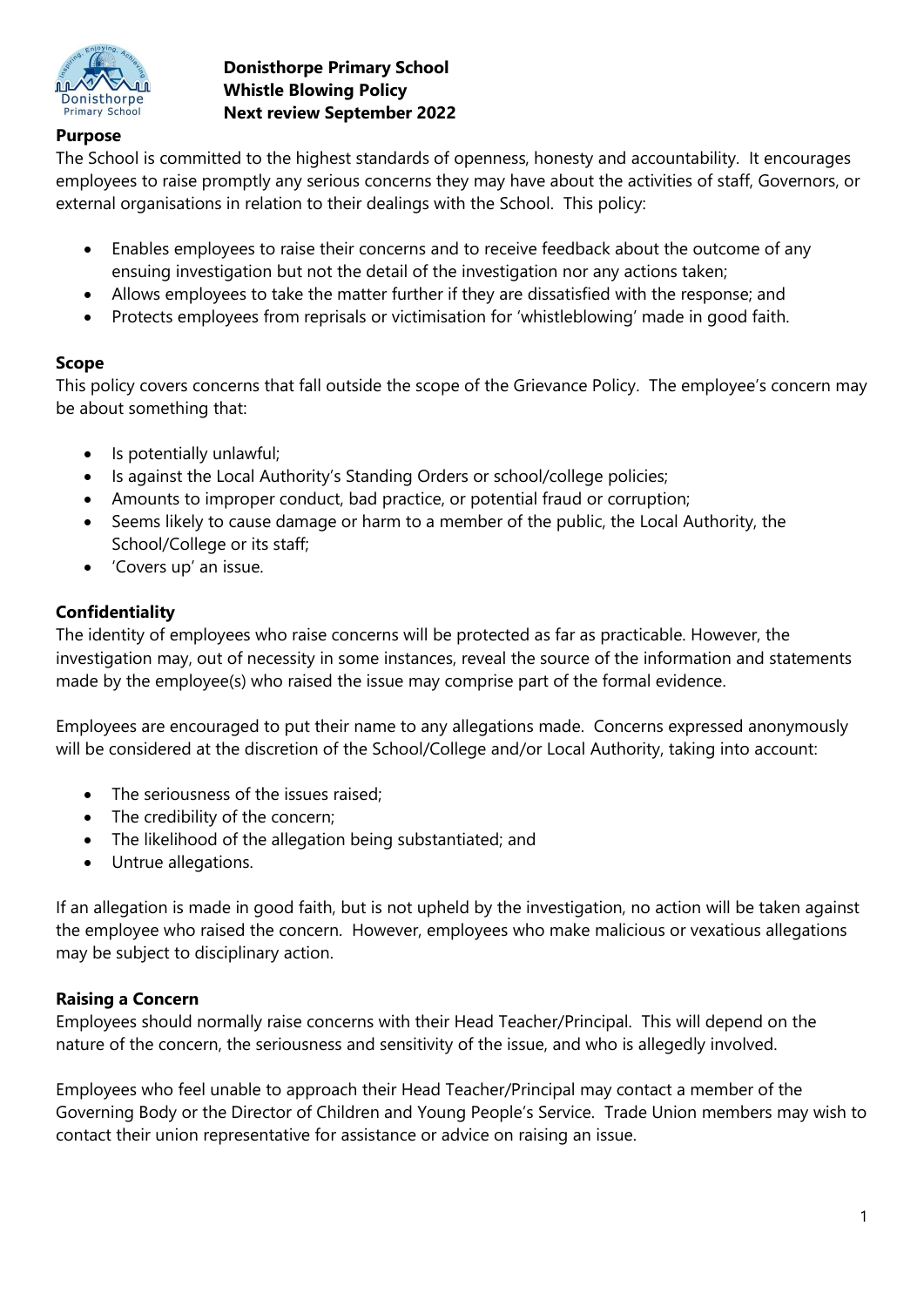**Donisthorpe Primary School**
**Whistle Blowing Policy**
**Next review September 2022**

## Purpose

The School is committed to the highest standards of openness, honesty and accountability. It encourages employees to raise promptly any serious concerns they may have about the activities of staff, Governors, or external organisations in relation to their dealings with the School. This policy:

- Enables employees to raise their concerns and to receive feedback about the outcome of any ensuing investigation but not the detail of the investigation nor any actions taken;
- Allows employees to take the matter further if they are dissatisfied with the response; and
- Protects employees from reprisals or victimisation for 'whistleblowing' made in good faith.

## Scope

This policy covers concerns that fall outside the scope of the Grievance Policy. The employee's concern may be about something that:

- Is potentially unlawful;
- Is against the Local Authority's Standing Orders or school/college policies;
- Amounts to improper conduct, bad practice, or potential fraud or corruption;
- Seems likely to cause damage or harm to a member of the public, the Local Authority, the School/College or its staff;
- 'Covers up' an issue.

## Confidentiality

The identity of employees who raise concerns will be protected as far as practicable. However, the investigation may, out of necessity in some instances, reveal the source of the information and statements made by the employee(s) who raised the issue may comprise part of the formal evidence.

Employees are encouraged to put their name to any allegations made. Concerns expressed anonymously will be considered at the discretion of the School/College and/or Local Authority, taking into account:

- The seriousness of the issues raised;
- The credibility of the concern;
- The likelihood of the allegation being substantiated; and
- Untrue allegations.

If an allegation is made in good faith, but is not upheld by the investigation, no action will be taken against the employee who raised the concern. However, employees who make malicious or vexatious allegations may be subject to disciplinary action.

## Raising a Concern

Employees should normally raise concerns with their Head Teacher/Principal. This will depend on the nature of the concern, the seriousness and sensitivity of the issue, and who is allegedly involved.

Employees who feel unable to approach their Head Teacher/Principal may contact a member of the Governing Body or the Director of Children and Young People's Service. Trade Union members may wish to contact their union representative for assistance or advice on raising an issue.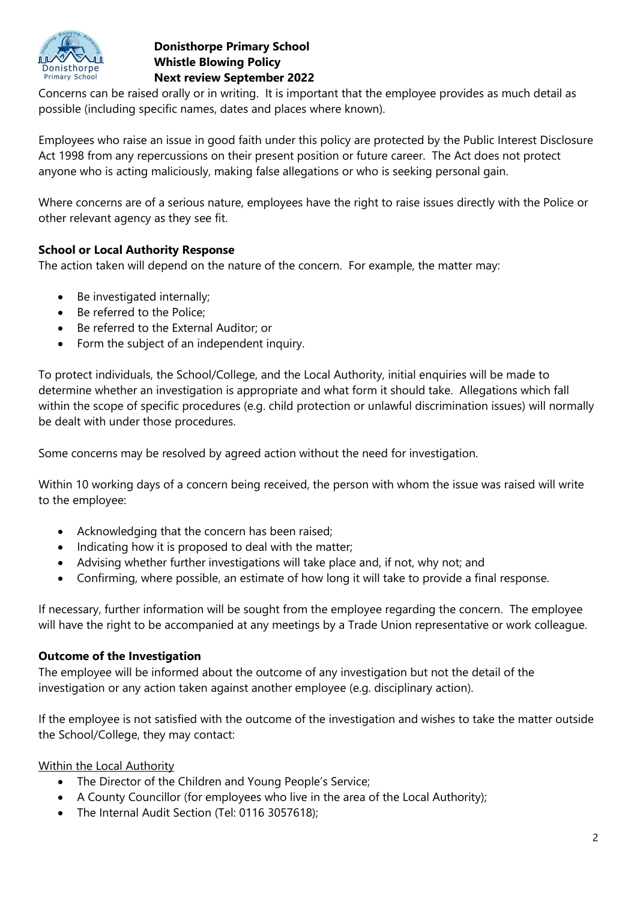Concerns can be raised orally or in writing. It is important that the employee provides as much detail as possible (including specific names, dates and places where known).

Employees who raise an issue in good faith under this policy are protected by the Public Interest Disclosure Act 1998 from any repercussions on their present position or future career. The Act does not protect anyone who is acting maliciously, making false allegations or who is seeking personal gain.

Where concerns are of a serious nature, employees have the right to raise issues directly with the Police or other relevant agency as they see fit.

**School or Local Authority Response**

The action taken will depend on the nature of the concern. For example, the matter may:

- Be investigated internally;
- Be referred to the Police;
- Be referred to the External Auditor; or
- Form the subject of an independent inquiry.

To protect individuals, the School/College, and the Local Authority, initial enquiries will be made to determine whether an investigation is appropriate and what form it should take. Allegations which fall within the scope of specific procedures (e.g. child protection or unlawful discrimination issues) will normally be dealt with under those procedures.

Some concerns may be resolved by agreed action without the need for investigation.

Within 10 working days of a concern being received, the person with whom the issue was raised will write to the employee:

- Acknowledging that the concern has been raised;
- Indicating how it is proposed to deal with the matter;
- Advising whether further investigations will take place and, if not, why not; and
- Confirming, where possible, an estimate of how long it will take to provide a final response.

If necessary, further information will be sought from the employee regarding the concern. The employee will have the right to be accompanied at any meetings by a Trade Union representative or work colleague.

**Outcome of the Investigation**

The employee will be informed about the outcome of any investigation but not the detail of the investigation or any action taken against another employee (e.g. disciplinary action).

If the employee is not satisfied with the outcome of the investigation and wishes to take the matter outside the School/College, they may contact:

Within the Local Authority

- The Director of the Children and Young People's Service;
- A County Councillor (for employees who live in the area of the Local Authority);
- The Internal Audit Section (Tel: 0116 3057618);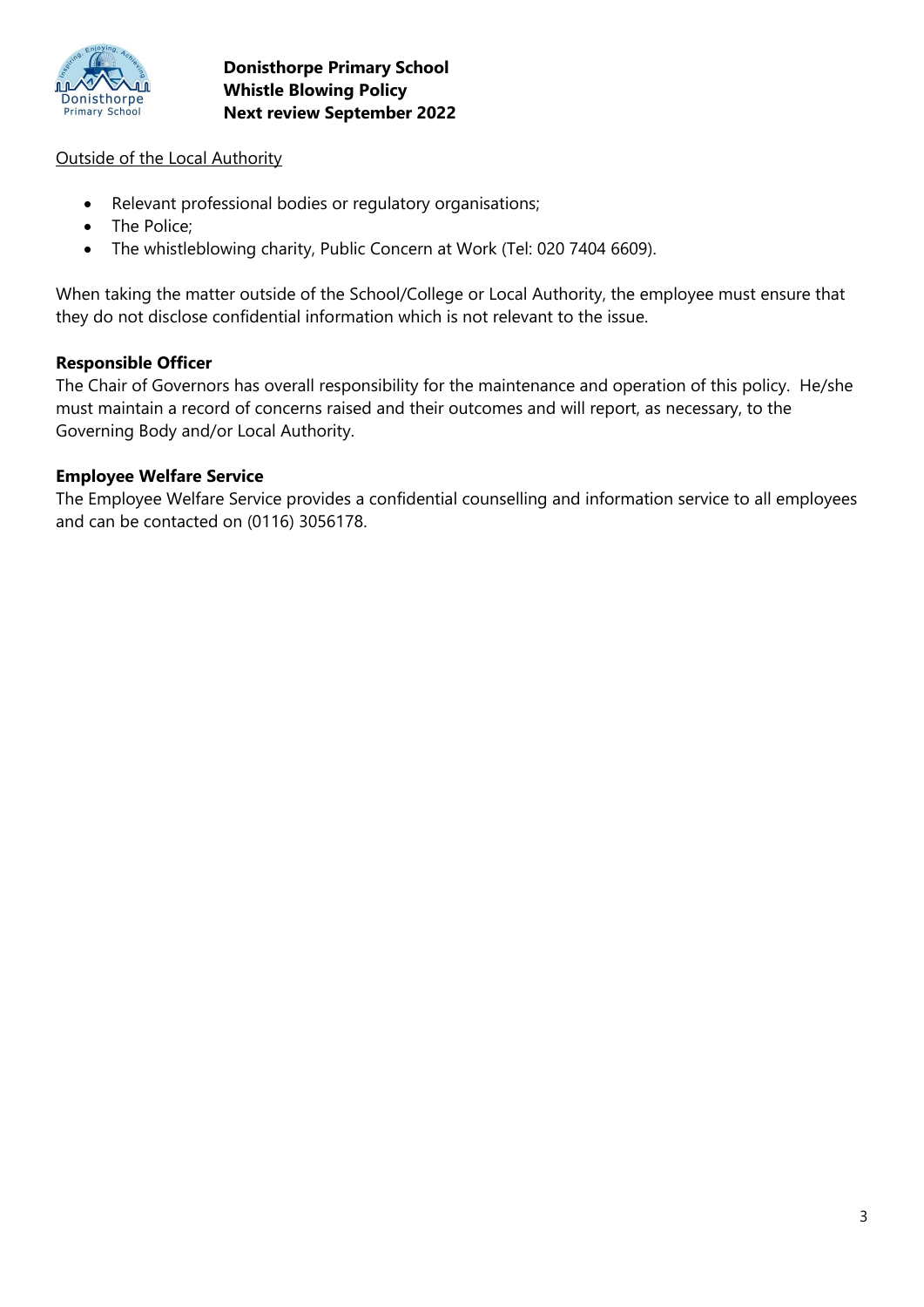Outside of the Local Authority

- Relevant professional bodies or regulatory organisations;
- The Police;
- The whistleblowing charity, Public Concern at Work (Tel: 020 7404 6609).

When taking the matter outside of the School/College or Local Authority, the employee must ensure that they do not disclose confidential information which is not relevant to the issue.

**Responsible Officer**

The Chair of Governors has overall responsibility for the maintenance and operation of this policy. He/she must maintain a record of concerns raised and their outcomes and will report, as necessary, to the Governing Body and/or Local Authority.

**Employee Welfare Service**

The Employee Welfare Service provides a confidential counselling and information service to all employees and can be contacted on (0116) 3056178.